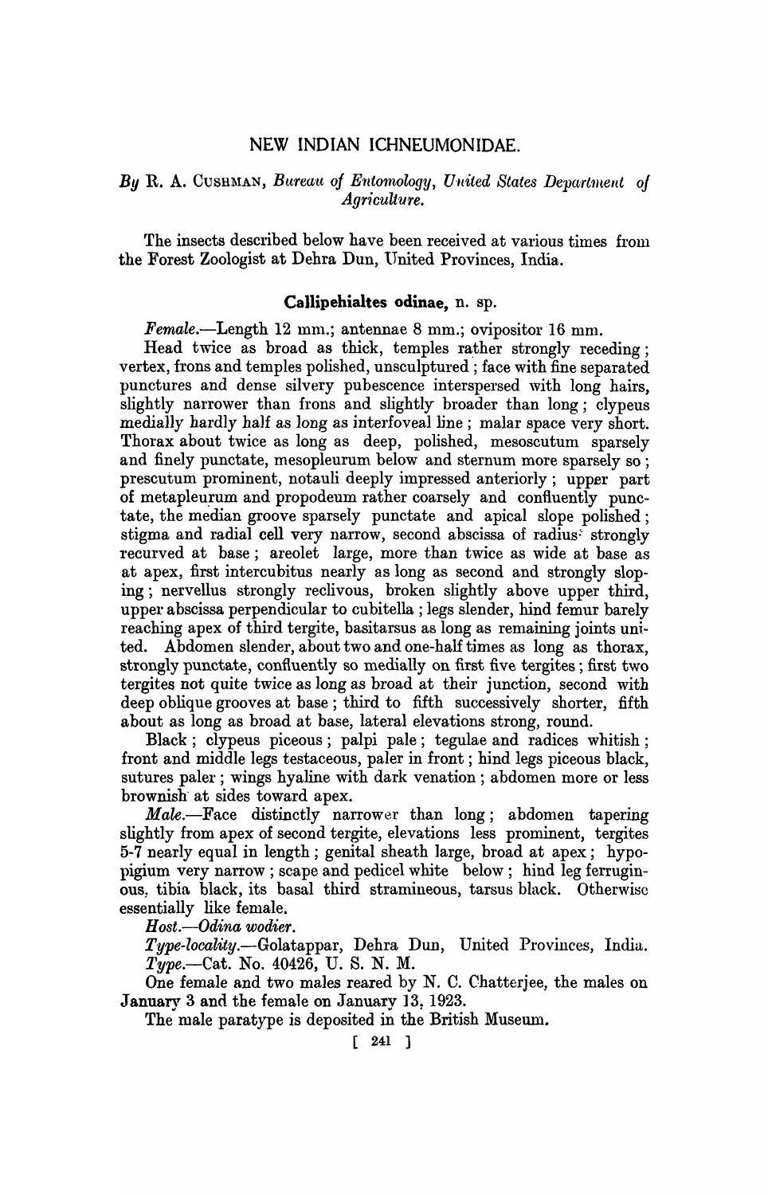# NEW INDIAN ICHNEUMONIDAE.

*By* R. A. CUSHMAN, *Bureau of Entomology, United States Department of Agriculture.*

The insects described below have been received at various times from the Forest Zoologist at Dehra Dun, United Provinces, India.

## Callipehialtes odinae, n. sp.

*Female.*—Length 12 mm.; antennae 8 mm.; ovipositor 16 mm.

Head twice as broad as thick, temples rather strongly receding; vertex, frons and temples polished, unsculptured; face with fine separated punctures and dense silvery pubescence interspersed with long hairs, slightly narrower than frons and slightly broader than long; clypeus medially hardly half as long as interfoveal line; malar space very short. Thorax about twice as long as deep, polished, mesoscutum sparsely and finely punctate, mesopleurum below and sternum more sparsely so; prescutum prominent, notauli deeply impressed anteriorly; upper part of metapleurum and propodeum rather coarsely and confluently punctate, the median groove sparsely punctate and apical slope polished; stigma and radial cell very narrow, second abscissa of radius strongly recurved at base; areolet large, more than twice as wide at base as at apex, first intercubitus nearly as long as second and strongly sloping; nervellus strongly reclivous, broken slightly above upper third, upper abscissa perpendicular to cubitella; legs slender, hind femur barely reaching apex of third tergite, basitarsus as long as remaining joints united. Abdomen slender, about two and one-half times as long as thorax, strongly punctate, confluently so medially on first five tergites; first two tergites not quite twice as long as broad at their junction, second with deep oblique grooves at base; third to fifth successively shorter, fifth about as long as broad at base, lateral elevations strong, round.

Black; clypeus piceous; palpi pale; tegulae and radices whitish; front and middle legs testaceous, paler in front; hind legs piceous black, sutures paler; wings hyaline with dark venation; abdomen more or less brownish at sides toward apex.

*Male.*—Face distinctly narrower than long; abdomen tapering slightly from apex of second tergite, elevations less prominent, tergites 5-7 nearly equal in length; genital sheath large, broad at apex; hypopigium very narrow; scape and pedicel white below; hind leg ferruginous, tibia black, its basal third stramineous, tarsus black. Otherwise essentially like female.

*Host.*—*Odina wodier.*

*Type-locality.*—Golatappar, Dehra Dun, United Provinces, India.

*Type.*—Cat. No. 40426, U. S. N. M.

One female and two males reared by N. C. Chatterjee, the males on January 3 and the female on January 13, 1923.

The male paratype is deposited in the British Museum.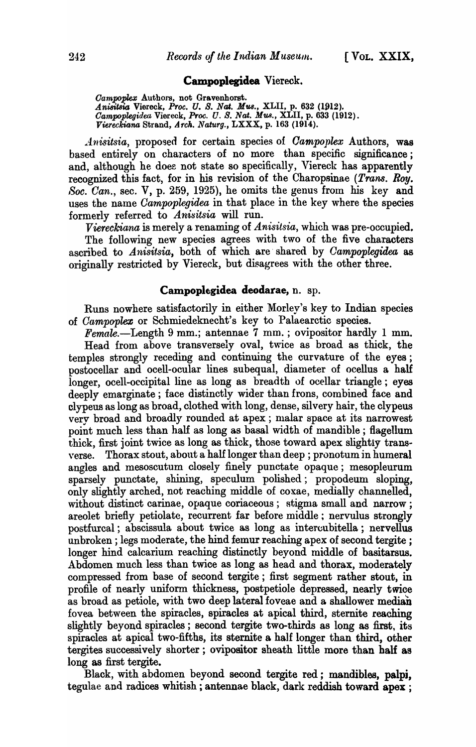## Campoplegidea Viereck.

*Campoplex* Authors, not Gravenhorst.
*Anisitsia* Viereck, *Proc. U. S. Nat. Mus.*, XLII, p. 632 (1912).
*Campoplegidea* Viereck, *Proc. U. S. Nat. Mus.*, XLII, p. 633 (1912).
*Vierecktana* Strand, *Arch. Naturg.*, LXXX, p. 163 (1914).

*Anisitsia*, proposed for certain species of *Campoplex* Authors, was based entirely on characters of no more than specific significance; and, although he does not state so specifically, Viereck has apparently recognized this fact, for in his revision of the Charopsinae (*Trans. Roy. Soc. Can.*, sec. V, p. 259, 1925), he omits the genus from his key and uses the name *Campoplegidea* in that place in the key where the species formerly referred to *Anisitsia* will run.

*Viereckiana* is merely a renaming of *Anisitsia*, which was pre-occupied.

The following new species agrees with two of the five characters ascribed to *Anisitsia*, both of which are shared by *Campoplegidea* as originally restricted by Viereck, but disagrees with the other three.

### Campoplegidea deodarae, n. sp.

Runs nowhere satisfactorily in either Morley's key to Indian species of *Campoplex* or Schmiedeknecht's key to Palaearctic species.

*Female.*—Length 9 mm.; antennae 7 mm.; ovipositor hardly 1 mm.

Head from above transversely oval, twice as broad as thick, the temples strongly receding and continuing the curvature of the eyes; postocellar and ocell-ocular lines subequal, diameter of ocellus a half longer, ocell-occipital line as long as breadth of ocellar triangle; eyes deeply emarginate; face distinctly wider than frons, combined face and clypeus as long as broad, clothed with long, dense, silvery hair, the clypeus very broad and broadly rounded at apex; malar space at its narrowest point much less than half as long as basal width of mandible; flagellum thick, first joint twice as long as thick, those toward apex slightly transverse. Thorax stout, about a half longer than deep; pronotum in humeral angles and mesoscutum closely finely punctate opaque; mesopleurum sparsely punctate, shining, speculum polished; propodeum sloping, only slightly arched, not reaching middle of coxae, medially channelled, without distinct carinae, opaque coriaceous; stigma small and narrow; areolet briefly petiolate, recurrent far before middle; nervulus strongly postfurcal; abscissula about twice as long as intercubitella; nervellus unbroken; legs moderate, the hind femur reaching apex of second tergite; longer hind calcarium reaching distinctly beyond middle of basitarsus. Abdomen much less than twice as long as head and thorax, moderately compressed from base of second tergite; first segment rather stout, in profile of nearly uniform thickness, postpetiole depressed, nearly twice as broad as petiole, with two deep lateral foveae and a shallower median fovea between the spiracles, spiracles at apical third, sternite reaching slightly beyond spiracles; second tergite two-thirds as long as first, its spiracles at apical two-fifths, its sternite a half longer than third, other tergites successively shorter; ovipositor sheath little more than half as long as first tergite.

Black, with abdomen beyond second tergite red; mandibles, palpi, tegulae and radices whitish; antennae black, dark reddish toward apex;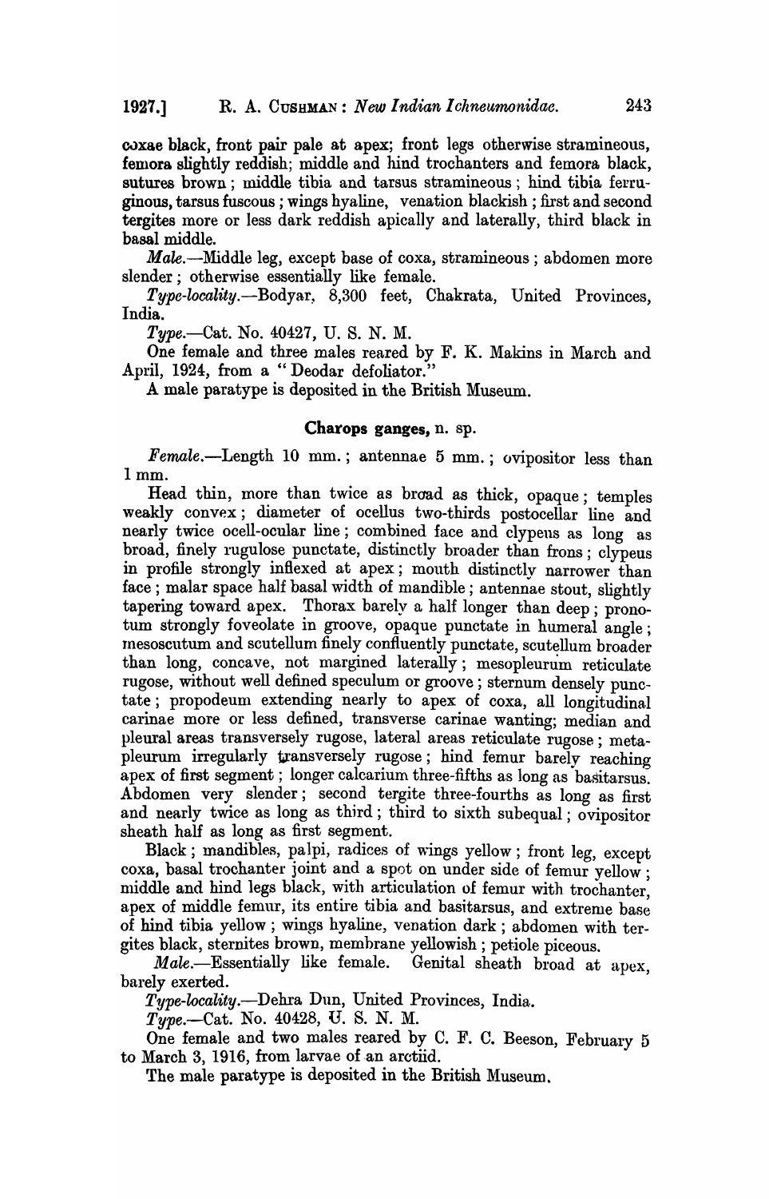coxae black, front pair pale at apex; front legs otherwise stramineous, femora slightly reddish; middle and hind trochanters and femora black, sutures brown; middle tibia and tarsus stramineous; hind tibia ferruginous, tarsus fuscous; wings hyaline, venation blackish; first and second tergites more or less dark reddish apically and laterally, third black in basal middle.

*Male.*—Middle leg, except base of coxa, stramineous; abdomen more slender; otherwise essentially like female.

*Type-locality.*—Bodyar, 8,300 feet, Chakrata, United Provinces, India.

*Type.*—Cat. No. 40427, U. S. N. M.

One female and three males reared by F. K. Makins in March and April, 1924, from a "Deodar defoliator."

A male paratype is deposited in the British Museum.

### Charops ganges, n. sp.

*Female.*—Length 10 mm.; antennae 5 mm.; ovipositor less than 1 mm.

Head thin, more than twice as broad as thick, opaque; temples weakly convex; diameter of ocellus two-thirds postocellar line and nearly twice ocell-ocular line; combined face and clypeus as long as broad, finely rugulose punctate, distinctly broader than frons; clypeus in profile strongly inflexed at apex; mouth distinctly narrower than face; malar space half basal width of mandible; antennae stout, slightly tapering toward apex. Thorax barely a half longer than deep; pronotum strongly foveolate in groove, opaque punctate in humeral angle; mesoscutum and scutellum finely confluently punctate, scutellum broader than long, concave, not margined laterally; mesopleurum reticulate rugose, without well defined speculum or groove; sternum densely punctate; propodeum extending nearly to apex of coxa, all longitudinal carinae more or less defined, transverse carinae wanting; median and pleural areas transversely rugose, lateral areas reticulate rugose; metapleurum irregularly transversely rugose; hind femur barely reaching apex of first segment; longer calcarium three-fifths as long as basitarsus. Abdomen very slender; second tergite three-fourths as long as first and nearly twice as long as third; third to sixth subequal; ovipositor sheath half as long as first segment.

Black; mandibles, palpi, radices of wings yellow; front leg, except coxa, basal trochanter joint and a spot on under side of femur yellow; middle and hind legs black, with articulation of femur with trochanter, apex of middle femur, its entire tibia and basitarsus, and extreme base of hind tibia yellow; wings hyaline, venation dark; abdomen with tergites black, sternites brown, membrane yellowish; petiole piceous.

*Male.*—Essentially like female. Genital sheath broad at apex, barely exerted.

*Type-locality.*—Dehra Dun, United Provinces, India.

*Type.*—Cat. No. 40428, U. S. N. M.

One female and two males reared by C. F. C. Beeson, February 5 to March 3, 1916, from larvae of an arctiid.

The male paratype is deposited in the British Museum.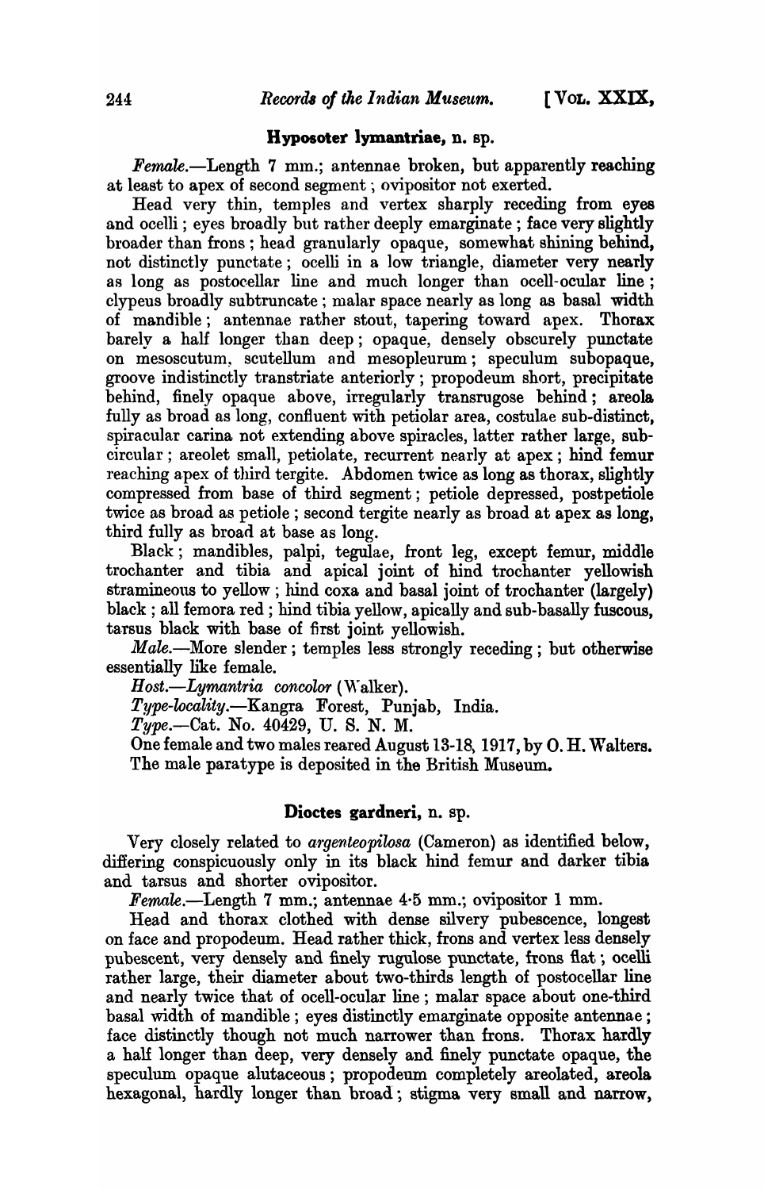### **Hyposoter lymantriae**, n. sp.

*Female*.—Length 7 mm.; antennae broken, but apparently reaching at least to apex of second segment; ovipositor not exerted.

Head very thin, temples and vertex sharply receding from eyes and ocelli; eyes broadly but rather deeply emarginate; face very slightly broader than frons; head granularly opaque, somewhat shining behind, not distinctly punctate; ocelli in a low triangle, diameter very nearly as long as postocellar line and much longer than ocell-ocular line; clypeus broadly subtruncate; malar space nearly as long as basal width of mandible; antennae rather stout, tapering toward apex. Thorax barely a half longer than deep; opaque, densely obscurely punctate on mesoscutum, scutellum and mesopleurum; speculum subopaque, groove indistinctly transtriate anteriorly; propodeum short, precipitate behind, finely opaque above, irregularly transrugose behind; areola fully as broad as long, confluent with petiolar area, costulae sub-distinct, spiracular carina not extending above spiracles, latter rather large, subcircular; areolet small, petiolate, recurrent nearly at apex; hind femur reaching apex of third tergite. Abdomen twice as long as thorax, slightly compressed from base of third segment; petiole depressed, postpetiole twice as broad as petiole; second tergite nearly as broad at apex as long, third fully as broad at base as long.

Black; mandibles, palpi, tegulae, front leg, except femur, middle trochanter and tibia and apical joint of hind trochanter yellowish stramineous to yellow; hind coxa and basal joint of trochanter (largely) black; all femora red; hind tibia yellow, apically and sub-basally fuscous, tarsus black with base of first joint yellowish.

*Male*.—More slender; temples less strongly receding; but otherwise essentially like female.

*Host*.—*Lymantria concolor* (Walker).

*Type-locality*.—Kangra Forest, Punjab, India.

*Type*.—Cat. No. 40429, U. S. N. M.

One female and two males reared August 13-18, 1917, by O. H. Walters. The male paratype is deposited in the British Museum.

### **Dioctes gardneri**, n. sp.

Very closely related to *argenteopilosa* (Cameron) as identified below, differing conspicuously only in its black hind femur and darker tibia and tarsus and shorter ovipositor.

*Female*.—Length 7 mm.; antennae 4·5 mm.; ovipositor 1 mm.

Head and thorax clothed with dense silvery pubescence, longest on face and propodeum. Head rather thick, frons and vertex less densely pubescent, very densely and finely rugulose punctate, frons flat; ocelli rather large, their diameter about two-thirds length of postocellar line and nearly twice that of ocell-ocular line; malar space about one-third basal width of mandible; eyes distinctly emarginate opposite antennae; face distinctly though not much narrower than frons. Thorax hardly a half longer than deep, very densely and finely punctate opaque, the speculum opaque alutaceous; propodeum completely areolated, areola hexagonal, hardly longer than broad; stigma very small and narrow,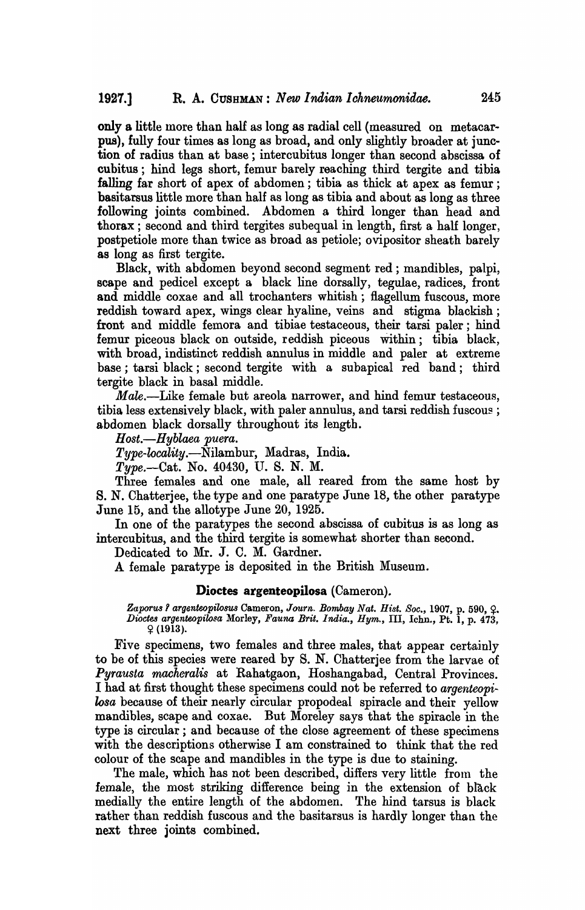only a little more than half as long as radial cell (measured on metacarpus), fully four times as long as broad, and only slightly broader at junction of radius than at base; intercubitus longer than second abscissa of cubitus; hind legs short, femur barely reaching third tergite and tibia falling far short of apex of abdomen; tibia as thick at apex as femur; basitarsus little more than half as long as tibia and about as long as three following joints combined. Abdomen a third longer than head and thorax; second and third tergites subequal in length, first a half longer, postpetiole more than twice as broad as petiole; ovipositor sheath barely as long as first tergite.

Black, with abdomen beyond second segment red; mandibles, palpi, scape and pedicel except a black line dorsally, tegulae, radices, front and middle coxae and all trochanters whitish; flagellum fuscous, more reddish toward apex, wings clear hyaline, veins and stigma blackish; front and middle femora and tibiae testaceous, their tarsi paler; hind femur piceous black on outside, reddish piceous within; tibia black, with broad, indistinct reddish annulus in middle and paler at extreme base; tarsi black; second tergite with a subapical red band; third tergite black in basal middle.

*Male*.—Like female but areola narrower, and hind femur testaceous, tibia less extensively black, with paler annulus, and tarsi reddish fuscous; abdomen black dorsally throughout its length.

*Host*.—*Hyblaea puera*.

*Type-locality*.—Nilambur, Madras, India.

*Type*.—Cat. No. 40430, U. S. N. M.

Three females and one male, all reared from the same host by S. N. Chatterjee, the type and one paratype June 18, the other paratype June 15, and the allotype June 20, 1925.

In one of the paratypes the second abscissa of cubitus is as long as intercubitus, and the third tergite is somewhat shorter than second.

Dedicated to Mr. J. C. M. Gardner.

A female paratype is deposited in the British Museum.

### Dioctes argenteopilosa (Cameron).

*Zaporus ? argenteopilosus* Cameron, *Journ. Bombay Nat. Hist. Soc.*, 1907, p. 590, ♀. *Dioctes argenteopilosa* Morley, *Fauna Brit. India., Hym.*, III, Ichn., Pt. 1, p. 473, ♀ (1913).

Five specimens, two females and three males, that appear certainly to be of this species were reared by S. N. Chatterjee from the larvae of *Pyrausta macheralis* at Rahatgaon, Hoshangabad, Central Provinces. I had at first thought these specimens could not be referred to *argenteopilosa* because of their nearly circular propodeal spiracle and their yellow mandibles, scape and coxae. But Moreley says that the spiracle in the type is circular; and because of the close agreement of these specimens with the descriptions otherwise I am constrained to think that the red colour of the scape and mandibles in the type is due to staining.

The male, which has not been described, differs very little from the female, the most striking difference being in the extension of black medially the entire length of the abdomen. The hind tarsus is black rather than reddish fuscous and the basitarsus is hardly longer than the next three joints combined.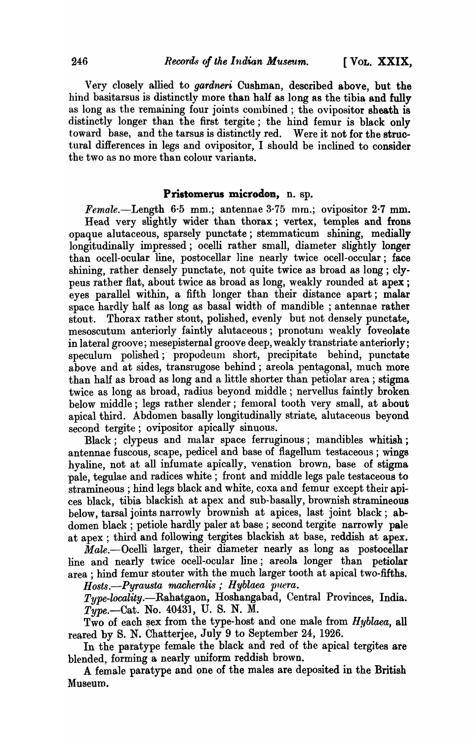Very closely allied to *gardneri* Cushman, described above, but the hind basitarsus is distinctly more than half as long as the tibia and fully as long as the remaining four joints combined; the ovipositor sheath is distinctly longer than the first tergite; the hind femur is black only toward base, and the tarsus is distinctly red. Were it not for the structural differences in legs and ovipositor, I should be inclined to consider the two as no more than colour variants.

### Pristomerus microdon, n. sp.

*Female.*—Length 6·5 mm.; antennae 3·75 mm.; ovipositor 2·7 mm.

Head very slightly wider than thorax; vertex, temples and frons opaque alutaceous, sparsely punctate; stemmaticum shining, medially longitudinally impressed; ocelli rather small, diameter slightly longer than ocell-ocular line, postocellar line nearly twice ocell-ocular; face shining, rather densely punctate, not quite twice as broad as long; clypeus rather flat, about twice as broad as long, weakly rounded at apex; eyes parallel within, a fifth longer than their distance apart; malar space hardly half as long as basal width of mandible; antennae rather stout. Thorax rather stout, polished, evenly but not densely punctate, mesoscutum anteriorly faintly alutaceous; pronotum weakly foveolate in lateral groove; mesepisternal groove deep, weakly transtriate anteriorly; speculum polished; propodeum short, precipitate behind, punctate above and at sides, transrugose behind; areola pentagonal, much more than half as broad as long and a little shorter than petiolar area; stigma twice as long as broad, radius beyond middle; nervellus faintly broken below middle; legs rather slender; femoral tooth very small, at about apical third. Abdomen basally longitudinally striate, alutaceous beyond second tergite; ovipositor apically sinuous.

Black; clypeus and malar space ferruginous; mandibles whitish; antennae fuscous, scape, pedicel and base of flagellum testaceous; wings hyaline, not at all infumate apically, venation brown, base of stigma pale, tegulae and radices white; front and middle legs pale testaceous to stramineous; hind legs black and white, coxa and femur except their apices black, tibia blackish at apex and sub-basally, brownish stramineous below, tarsal joints narrowly brownish at apices, last joint black; abdomen black; petiole hardly paler at base; second tergite narrowly pale at apex; third and following tergites blackish at base, reddish at apex.

*Male.*—Ocelli larger, their diameter nearly as long as postocellar line and nearly twice ocell-ocular line; areola longer than petiolar area; hind femur stouter with the much larger tooth at apical two-fifths.

*Hosts.*—*Pyrausta macheralis*; *Hyblaea puera.*

*Type-locality.*—Rahatgaon, Hoshangabad, Central Provinces, India.

*Type.*—Cat. No. 40431, U. S. N. M.

Two of each sex from the type-host and one male from *Hyblaea*, all reared by S. N. Chatterjee, July 9 to September 24, 1926.

In the paratype female the black and red of the apical tergites are blended, forming a nearly uniform reddish brown.

A female paratype and one of the males are deposited in the British Museum.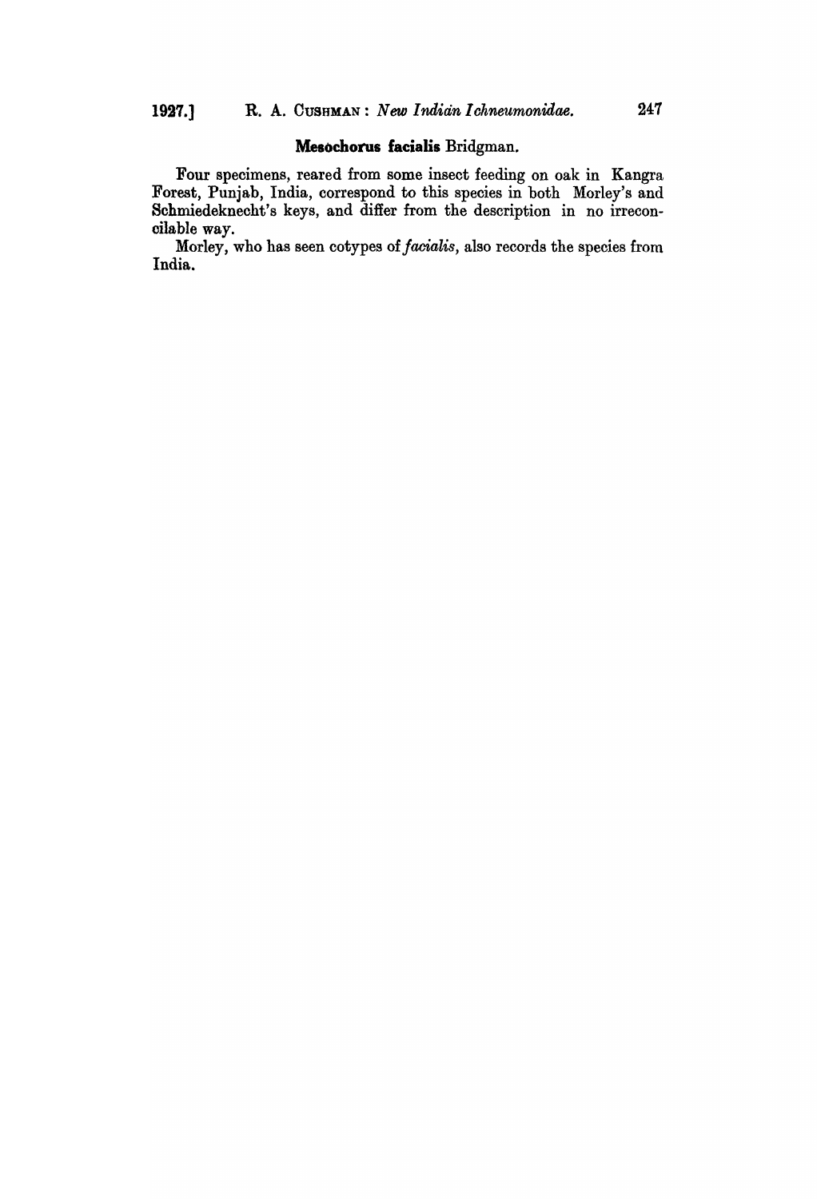**Mesochorus facialis** Bridgman.

Four specimens, reared from some insect feeding on oak in Kangra Forest, Punjab, India, correspond to this species in both Morley's and Schmiedeknecht's keys, and differ from the description in no irreconcilable way.

Morley, who has seen cotypes of *facialis*, also records the species from India.